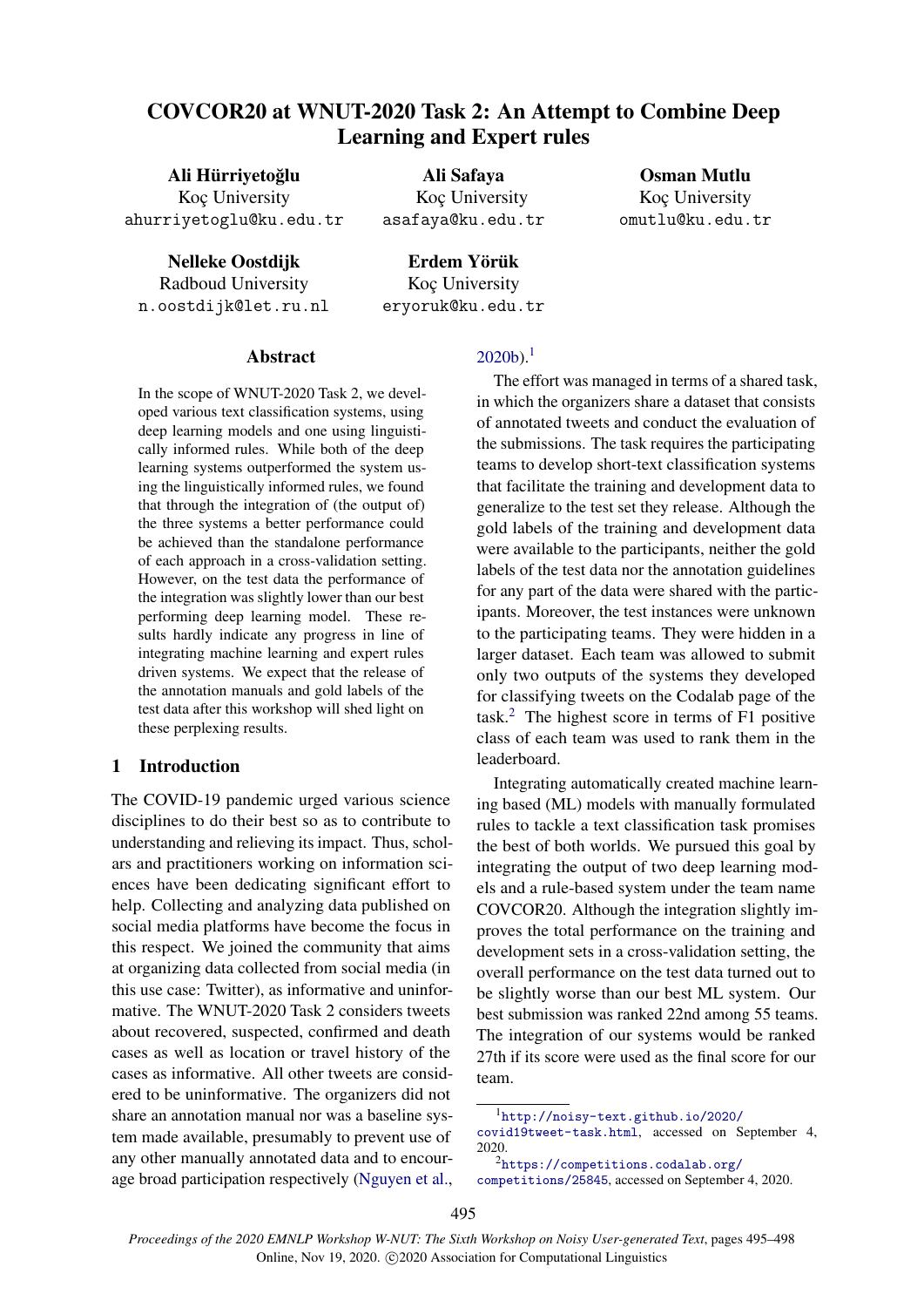# COVCOR20 at WNUT-2020 Task 2: An Attempt to Combine Deep Learning and Expert rules

**Ali Hürriyetoğlu**
Koç University
ahurriyetoglu@ku.edu.tr

**Ali Safaya**
Koç University
asafaya@ku.edu.tr

**Osman Mutlu**
Koç University
omutlu@ku.edu.tr

**Nelleke Oostdijk**
Radboud University
n.oostdijk@let.ru.nl

**Erdem Yörük**
Koç University
eryoruk@ku.edu.tr

## Abstract

In the scope of WNUT-2020 Task 2, we developed various text classification systems, using deep learning models and one using linguistically informed rules. While both of the deep learning systems outperformed the system using the linguistically informed rules, we found that through the integration of (the output of) the three systems a better performance could be achieved than the standalone performance of each approach in a cross-validation setting. However, on the test data the performance of the integration was slightly lower than our best performing deep learning model. These results hardly indicate any progress in line of integrating machine learning and expert rules driven systems. We expect that the release of the annotation manuals and gold labels of the test data after this workshop will shed light on these perplexing results.

## 1 Introduction

The COVID-19 pandemic urged various science disciplines to do their best so as to contribute to understanding and relieving its impact. Thus, scholars and practitioners working on information sciences have been dedicating significant effort to help. Collecting and analyzing data published on social media platforms have become the focus in this respect. We joined the community that aims at organizing data collected from social media (in this use case: Twitter), as informative and uninformative. The WNUT-2020 Task 2 considers tweets about recovered, suspected, confirmed and death cases as well as location or travel history of the cases as informative. All other tweets are considered to be uninformative. The organizers did not share an annotation manual nor was a baseline system made available, presumably to prevent use of any other manually annotated data and to encourage broad participation respectively (Nguyen et al., 2020b).[1]

The effort was managed in terms of a shared task, in which the organizers share a dataset that consists of annotated tweets and conduct the evaluation of the submissions. The task requires the participating teams to develop short-text classification systems that facilitate the training and development data to generalize to the test set they release. Although the gold labels of the training and development data were available to the participants, neither the gold labels of the test data nor the annotation guidelines for any part of the data were shared with the participants. Moreover, the test instances were unknown to the participating teams. They were hidden in a larger dataset. Each team was allowed to submit only two outputs of the systems they developed for classifying tweets on the Codalab page of the task.[2] The highest score in terms of F1 positive class of each team was used to rank them in the leaderboard.

Integrating automatically created machine learning based (ML) models with manually formulated rules to tackle a text classification task promises the best of both worlds. We pursued this goal by integrating the output of two deep learning models and a rule-based system under the team name COVCOR20. Although the integration slightly improves the total performance on the training and development sets in a cross-validation setting, the overall performance on the test data turned out to be slightly worse than our best ML system. Our best submission was ranked 22nd among 55 teams. The integration of our systems would be ranked 27th if its score were used as the final score for our team.

[1] http://noisy-text.github.io/2020/covid19tweet-task.html, accessed on September 4, 2020.

[2] https://competitions.codalab.org/competitions/25845, accessed on September 4, 2020.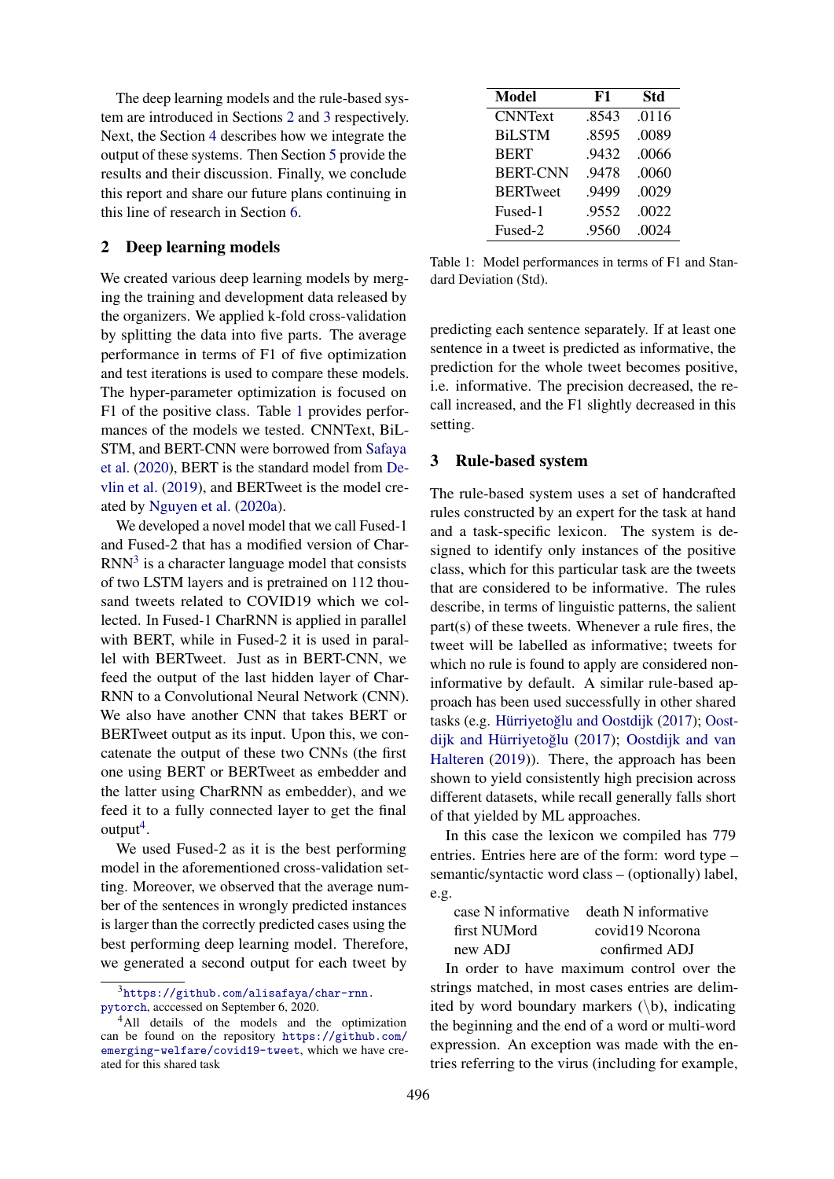The deep learning models and the rule-based system are introduced in Sections 2 and 3 respectively. Next, the Section 4 describes how we integrate the output of these systems. Then Section 5 provide the results and their discussion. Finally, we conclude this report and share our future plans continuing in this line of research in Section 6.

## 2 Deep learning models

We created various deep learning models by merging the training and development data released by the organizers. We applied k-fold cross-validation by splitting the data into five parts. The average performance in terms of F1 of five optimization and test iterations is used to compare these models. The hyper-parameter optimization is focused on F1 of the positive class. Table 1 provides performances of the models we tested. CNNText, BiLSTM, and BERT-CNN were borrowed from Safaya et al. (2020), BERT is the standard model from Devlin et al. (2019), and BERTweet is the model created by Nguyen et al. (2020a).

We developed a novel model that we call Fused-1 and Fused-2 that has a modified version of CharRNN[3] is a character language model that consists of two LSTM layers and is pretrained on 112 thousand tweets related to COVID19 which we collected. In Fused-1 CharRNN is applied in parallel with BERT, while in Fused-2 it is used in parallel with BERTweet. Just as in BERT-CNN, we feed the output of the last hidden layer of CharRNN to a Convolutional Neural Network (CNN). We also have another CNN that takes BERT or BERTweet output as its input. Upon this, we concatenate the output of these two CNNs (the first one using BERT or BERTweet as embedder and the latter using CharRNN as embedder), and we feed it to a fully connected layer to get the final output[4].

We used Fused-2 as it is the best performing model in the aforementioned cross-validation setting. Moreover, we observed that the average number of the sentences in wrongly predicted instances is larger than the correctly predicted cases using the best performing deep learning model. Therefore, we generated a second output for each tweet by predicting each sentence separately. If at least one sentence in a tweet is predicted as informative, the prediction for the whole tweet becomes positive, i.e. informative. The precision decreased, the recall increased, and the F1 slightly decreased in this setting.

| Model | F1 | Std |
|---|---|---|
| CNNText | .8543 | .0116 |
| BiLSTM | .8595 | .0089 |
| BERT | .9432 | .0066 |
| BERT-CNN | .9478 | .0060 |
| BERTweet | .9499 | .0029 |
| Fused-1 | .9552 | .0022 |
| Fused-2 | .9560 | .0024 |

Table 1: Model performances in terms of F1 and Standard Deviation (Std).

## 3 Rule-based system

The rule-based system uses a set of handcrafted rules constructed by an expert for the task at hand and a task-specific lexicon. The system is designed to identify only instances of the positive class, which for this particular task are the tweets that are considered to be informative. The rules describe, in terms of linguistic patterns, the salient part(s) of these tweets. Whenever a rule fires, the tweet will be labelled as informative; tweets for which no rule is found to apply are considered non-informative by default. A similar rule-based approach has been used successfully in other shared tasks (e.g. Hürriyetoğlu and Oostdijk (2017); Oostdijk and Hürriyetoğlu (2017); Oostdijk and van Halteren (2019)). There, the approach has been shown to yield consistently high precision across different datasets, while recall generally falls short of that yielded by ML approaches.

In this case the lexicon we compiled has 779 entries. Entries here are of the form: word type – semantic/syntactic word class – (optionally) label, e.g.

case N informative    death N informative
first NUMord    covid19 Ncorona
new ADJ    confirmed ADJ

In order to have maximum control over the strings matched, in most cases entries are delimited by word boundary markers (\b), indicating the beginning and the end of a word or multi-word expression. An exception was made with the entries referring to the virus (including for example,

---

[3] https://github.com/alisafaya/char-rnn.pytorch, acccessed on September 6, 2020.

[4] All details of the models and the optimization can be found on the repository https://github.com/emerging-welfare/covid19-tweet, which we have created for this shared task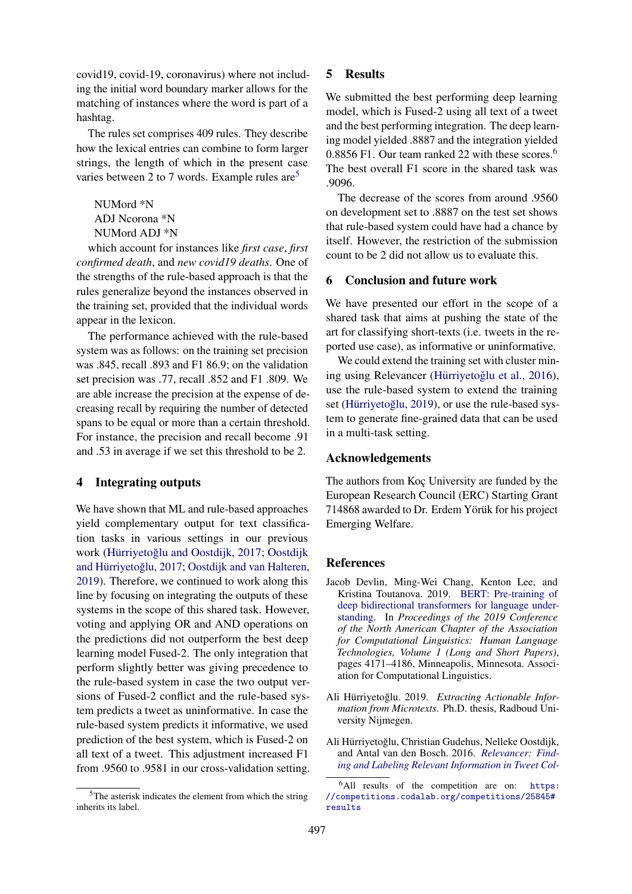covid19, covid-19, coronavirus) where not including the initial word boundary marker allows for the matching of instances where the word is part of a hashtag.

The rules set comprises 409 rules. They describe how the lexical entries can combine to form larger strings, the length of which in the present case varies between 2 to 7 words. Example rules are[5]

NUMord *N
ADJ Ncorona *N
NUMord ADJ *N

which account for instances like *first case*, *first confirmed death*, and *new covid19 deaths*. One of the strengths of the rule-based approach is that the rules generalize beyond the instances observed in the training set, provided that the individual words appear in the lexicon.

The performance achieved with the rule-based system was as follows: on the training set precision was .845, recall .893 and F1 86.9; on the validation set precision was .77, recall .852 and F1 .809. We are able increase the precision at the expense of decreasing recall by requiring the number of detected spans to be equal or more than a certain threshold. For instance, the precision and recall become .91 and .53 in average if we set this threshold to be 2.

## 4 Integrating outputs

We have shown that ML and rule-based approaches yield complementary output for text classification tasks in various settings in our previous work (Hürriyetoğlu and Oostdijk, 2017; Oostdijk and Hürriyetoğlu, 2017; Oostdijk and van Halteren, 2019). Therefore, we continued to work along this line by focusing on integrating the outputs of these systems in the scope of this shared task. However, voting and applying OR and AND operations on the predictions did not outperform the best deep learning model Fused-2. The only integration that perform slightly better was giving precedence to the rule-based system in case the two output versions of Fused-2 conflict and the rule-based system predicts a tweet as uninformative. In case the rule-based system predicts it informative, we used prediction of the best system, which is Fused-2 on all text of a tweet. This adjustment increased F1 from .9560 to .9581 in our cross-validation setting.

[5]The asterisk indicates the element from which the string inherits its label.

## 5 Results

We submitted the best performing deep learning model, which is Fused-2 using all text of a tweet and the best performing integration. The deep learning model yielded .8887 and the integration yielded 0.8856 F1. Our team ranked 22 with these scores.[6] The best overall F1 score in the shared task was .9096.

The decrease of the scores from around .9560 on development set to .8887 on the test set shows that rule-based system could have had a chance by itself. However, the restriction of the submission count to be 2 did not allow us to evaluate this.

## 6 Conclusion and future work

We have presented our effort in the scope of a shared task that aims at pushing the state of the art for classifying short-texts (i.e. tweets in the reported use case), as informative or uninformative.

We could extend the training set with cluster mining using Relevancer (Hürriyetoğlu et al., 2016), use the rule-based system to extend the training set (Hürriyetoğlu, 2019), or use the rule-based system to generate fine-grained data that can be used in a multi-task setting.

## Acknowledgements

The authors from Koç University are funded by the European Research Council (ERC) Starting Grant 714868 awarded to Dr. Erdem Yörük for his project Emerging Welfare.

## References

Jacob Devlin, Ming-Wei Chang, Kenton Lee, and Kristina Toutanova. 2019. BERT: Pre-training of deep bidirectional transformers for language understanding. In *Proceedings of the 2019 Conference of the North American Chapter of the Association for Computational Linguistics: Human Language Technologies, Volume 1 (Long and Short Papers)*, pages 4171–4186, Minneapolis, Minnesota. Association for Computational Linguistics.

Ali Hürriyetoğlu. 2019. *Extracting Actionable Information from Microtexts*. Ph.D. thesis, Radboud University Nijmegen.

Ali Hürriyetoğlu, Christian Gudehus, Nelleke Oostdijk, and Antal van den Bosch. 2016. *Relevancer: Finding and Labeling Relevant Information in Tweet Col-*

[6]All results of the competition are on: https://competitions.codalab.org/competitions/25845#results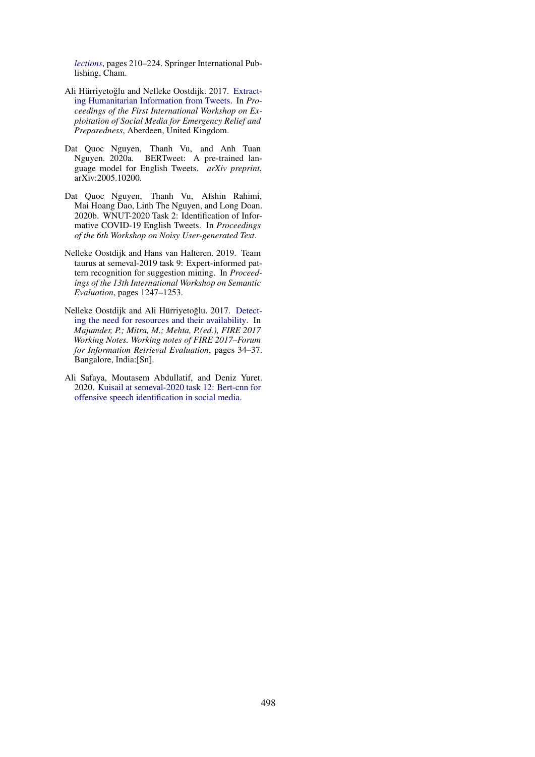*lections*, pages 210–224. Springer International Publishing, Cham.

Ali Hürriyetoğlu and Nelleke Oostdijk. 2017. Extracting Humanitarian Information from Tweets. In *Proceedings of the First International Workshop on Exploitation of Social Media for Emergency Relief and Preparedness*, Aberdeen, United Kingdom.

Dat Quoc Nguyen, Thanh Vu, and Anh Tuan Nguyen. 2020a. BERTweet: A pre-trained language model for English Tweets. *arXiv preprint*, arXiv:2005.10200.

Dat Quoc Nguyen, Thanh Vu, Afshin Rahimi, Mai Hoang Dao, Linh The Nguyen, and Long Doan. 2020b. WNUT-2020 Task 2: Identification of Informative COVID-19 English Tweets. In *Proceedings of the 6th Workshop on Noisy User-generated Text*.

Nelleke Oostdijk and Hans van Halteren. 2019. Team taurus at semeval-2019 task 9: Expert-informed pattern recognition for suggestion mining. In *Proceedings of the 13th International Workshop on Semantic Evaluation*, pages 1247–1253.

Nelleke Oostdijk and Ali Hürriyetoğlu. 2017. Detecting the need for resources and their availability. In *Majumder, P.; Mitra, M.; Mehta, P.(ed.), FIRE 2017 Working Notes. Working notes of FIRE 2017–Forum for Information Retrieval Evaluation*, pages 34–37. Bangalore, India:[Sn].

Ali Safaya, Moutasem Abdullatif, and Deniz Yuret. 2020. Kuisail at semeval-2020 task 12: Bert-cnn for offensive speech identification in social media.